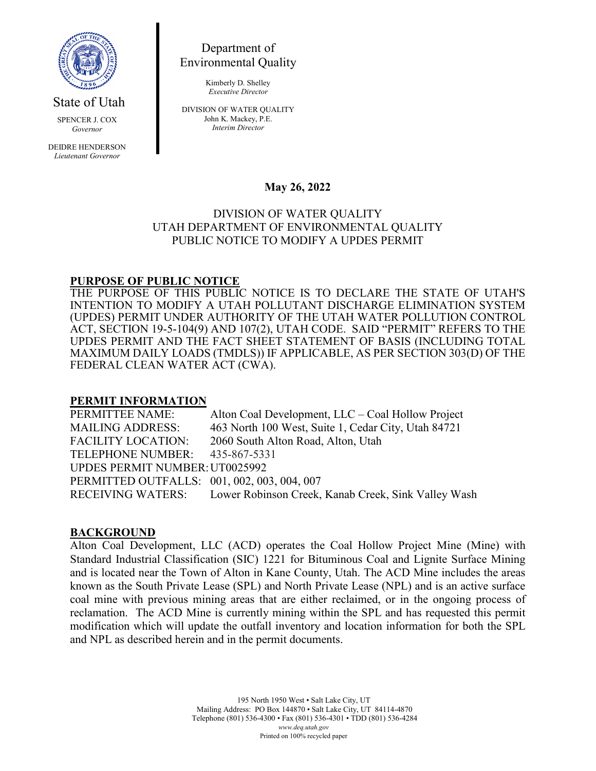State of Utah

SPENCER J. COX
*Governor*

DEIDRE HENDERSON
*Lieutenant Governor*

Department of Environmental Quality

Kimberly D. Shelley
*Executive Director*

DIVISION OF WATER QUALITY
John K. Mackey, P.E.
*Interim Director*

**May 26, 2022**

DIVISION OF WATER QUALITY
UTAH DEPARTMENT OF ENVIRONMENTAL QUALITY
PUBLIC NOTICE TO MODIFY A UPDES PERMIT

## PURPOSE OF PUBLIC NOTICE

THE PURPOSE OF THIS PUBLIC NOTICE IS TO DECLARE THE STATE OF UTAH'S INTENTION TO MODIFY A UTAH POLLUTANT DISCHARGE ELIMINATION SYSTEM (UPDES) PERMIT UNDER AUTHORITY OF THE UTAH WATER POLLUTION CONTROL ACT, SECTION 19-5-104(9) AND 107(2), UTAH CODE. SAID "PERMIT" REFERS TO THE UPDES PERMIT AND THE FACT SHEET STATEMENT OF BASIS (INCLUDING TOTAL MAXIMUM DAILY LOADS (TMDLS)) IF APPLICABLE, AS PER SECTION 303(D) OF THE FEDERAL CLEAN WATER ACT (CWA).

## PERMIT INFORMATION

PERMITTEE NAME: Alton Coal Development, LLC – Coal Hollow Project
MAILING ADDRESS: 463 North 100 West, Suite 1, Cedar City, Utah 84721
FACILITY LOCATION: 2060 South Alton Road, Alton, Utah
TELEPHONE NUMBER: 435-867-5331
UPDES PERMIT NUMBER: UT0025992
PERMITTED OUTFALLS: 001, 002, 003, 004, 007
RECEIVING WATERS: Lower Robinson Creek, Kanab Creek, Sink Valley Wash

## BACKGROUND

Alton Coal Development, LLC (ACD) operates the Coal Hollow Project Mine (Mine) with Standard Industrial Classification (SIC) 1221 for Bituminous Coal and Lignite Surface Mining and is located near the Town of Alton in Kane County, Utah. The ACD Mine includes the areas known as the South Private Lease (SPL) and North Private Lease (NPL) and is an active surface coal mine with previous mining areas that are either reclaimed, or in the ongoing process of reclamation. The ACD Mine is currently mining within the SPL and has requested this permit modification which will update the outfall inventory and location information for both the SPL and NPL as described herein and in the permit documents.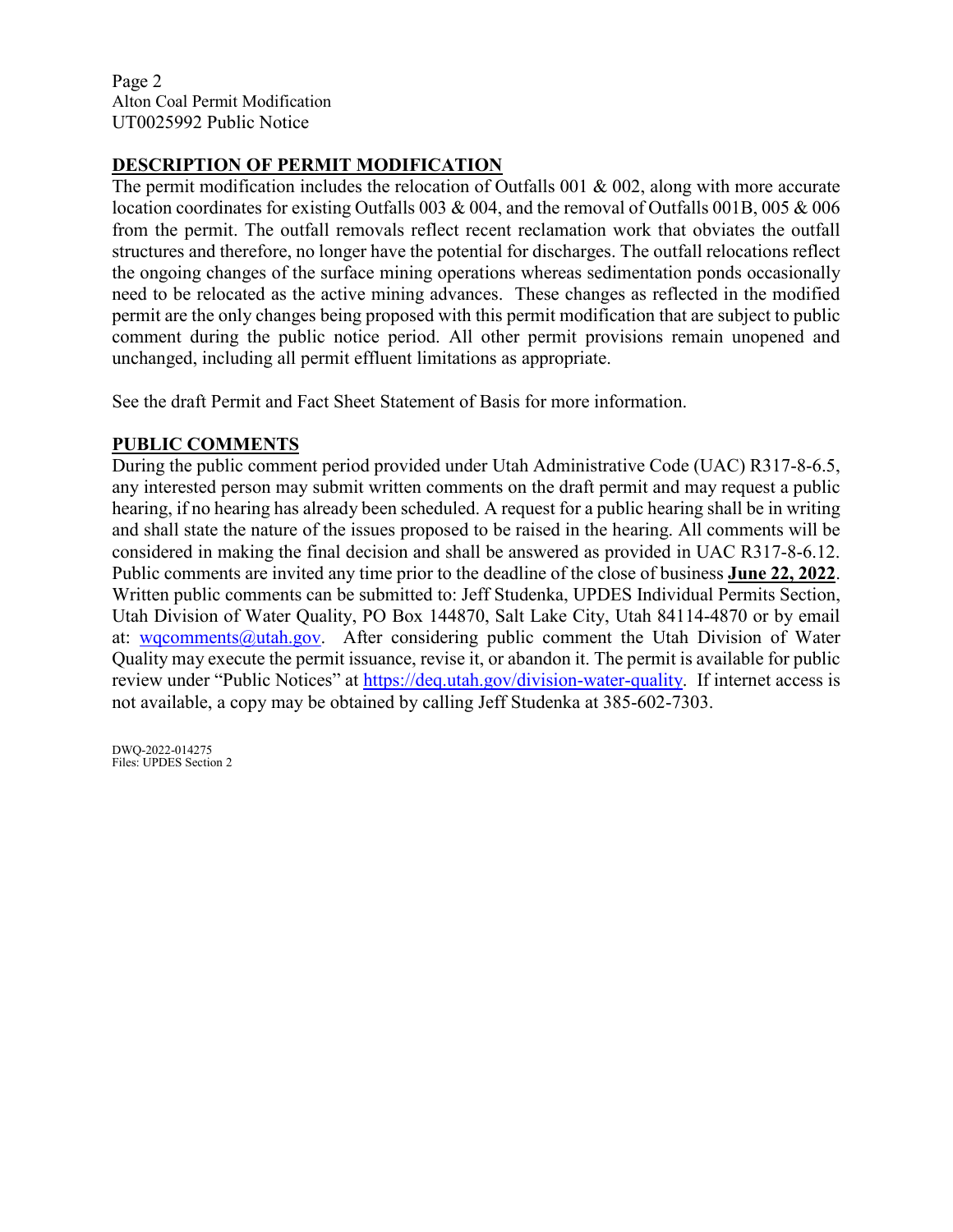## DESCRIPTION OF PERMIT MODIFICATION

The permit modification includes the relocation of Outfalls 001 & 002, along with more accurate location coordinates for existing Outfalls 003 & 004, and the removal of Outfalls 001B, 005 & 006 from the permit. The outfall removals reflect recent reclamation work that obviates the outfall structures and therefore, no longer have the potential for discharges. The outfall relocations reflect the ongoing changes of the surface mining operations whereas sedimentation ponds occasionally need to be relocated as the active mining advances. These changes as reflected in the modified permit are the only changes being proposed with this permit modification that are subject to public comment during the public notice period. All other permit provisions remain unopened and unchanged, including all permit effluent limitations as appropriate.

See the draft Permit and Fact Sheet Statement of Basis for more information.

## PUBLIC COMMENTS

During the public comment period provided under Utah Administrative Code (UAC) R317-8-6.5, any interested person may submit written comments on the draft permit and may request a public hearing, if no hearing has already been scheduled. A request for a public hearing shall be in writing and shall state the nature of the issues proposed to be raised in the hearing. All comments will be considered in making the final decision and shall be answered as provided in UAC R317-8-6.12. Public comments are invited any time prior to the deadline of the close of business **June 22, 2022**. Written public comments can be submitted to: Jeff Studenka, UPDES Individual Permits Section, Utah Division of Water Quality, PO Box 144870, Salt Lake City, Utah 84114-4870 or by email at: wqcomments@utah.gov. After considering public comment the Utah Division of Water Quality may execute the permit issuance, revise it, or abandon it. The permit is available for public review under "Public Notices" at https://deq.utah.gov/division-water-quality. If internet access is not available, a copy may be obtained by calling Jeff Studenka at 385-602-7303.

DWQ-2022-014275
Files: UPDES Section 2